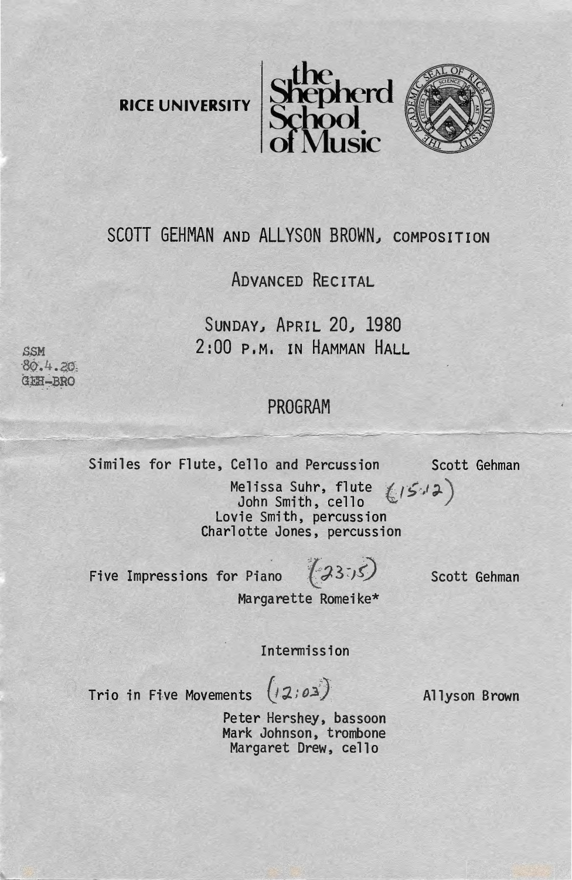RICE UNIVERSITY | the Shepherd School of Music

SSM
80.4.20
GEH-BRO

# SCOTT GEHMAN AND ALLYSON BROWN, COMPOSITION

## ADVANCED RECITAL

SUNDAY, APRIL 20, 1980
2:00 P.M. IN HAMMAN HALL

## PROGRAM

Similes for Flute, Cello and Percussion — Scott Gehman

(15:12)

Melissa Suhr, flute
John Smith, cello
Lovie Smith, percussion
Charlotte Jones, percussion

Five Impressions for Piano (23:15) — Scott Gehman

Margarette Romeike*

Intermission

Trio in Five Movements (12:03) — Allyson Brown

Peter Hershey, bassoon
Mark Johnson, trombone
Margaret Drew, cello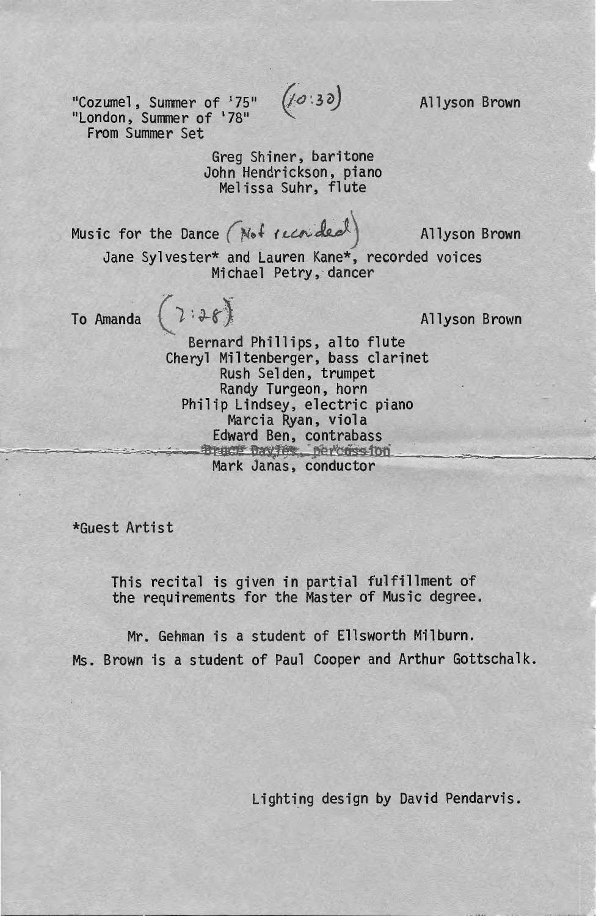"Cozumel, Summer of '75" (10:30) Allyson Brown
"London, Summer of '78"
From Summer Set

Greg Shiner, baritone
John Hendrickson, piano
Melissa Suhr, flute

Music for the Dance (Not recorded) Allyson Brown

Jane Sylvester* and Lauren Kane*, recorded voices
Michael Petry, dancer

To Amanda (7:28) Allyson Brown

Bernard Phillips, alto flute
Cheryl Miltenberger, bass clarinet
Rush Selden, trumpet
Randy Turgeon, horn
Philip Lindsey, electric piano
Marcia Ryan, viola
Edward Ben, contrabass
~~Bruce Davies, percussion~~
Mark Janas, conductor

*Guest Artist

This recital is given in partial fulfillment of the requirements for the Master of Music degree.

Mr. Gehman is a student of Ellsworth Milburn.
Ms. Brown is a student of Paul Cooper and Arthur Gottschalk.

Lighting design by David Pendarvis.